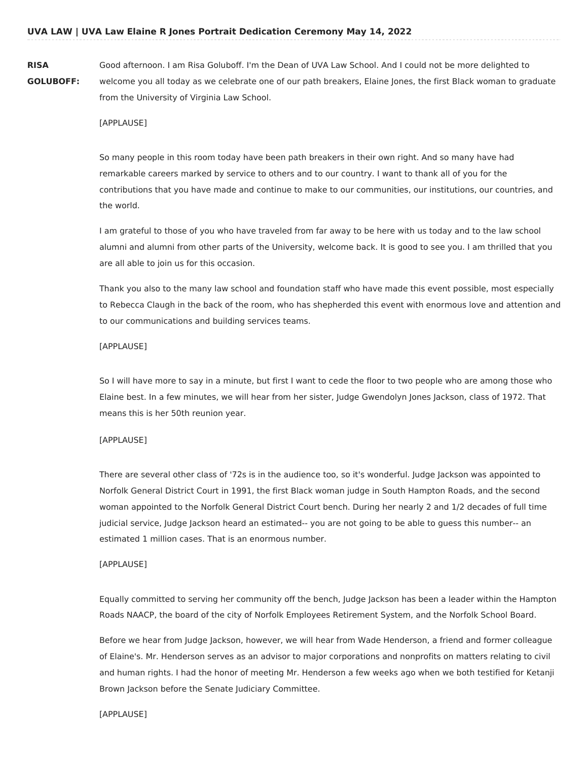# UVA LAW | UVA Law Elaine R Jones Portrait Dedication Ceremony May 14, 2022

**RISA GOLUBOFF:** Good afternoon. I am Risa Goluboff. I'm the Dean of UVA Law School. And I could not be more delighted to welcome you all today as we celebrate one of our path breakers, Elaine Jones, the first Black woman to graduate from the University of Virginia Law School.

[APPLAUSE]

So many people in this room today have been path breakers in their own right. And so many have had remarkable careers marked by service to others and to our country. I want to thank all of you for the contributions that you have made and continue to make to our communities, our institutions, our countries, and the world.

I am grateful to those of you who have traveled from far away to be here with us today and to the law school alumni and alumni from other parts of the University, welcome back. It is good to see you. I am thrilled that you are all able to join us for this occasion.

Thank you also to the many law school and foundation staff who have made this event possible, most especially to Rebecca Claugh in the back of the room, who has shepherded this event with enormous love and attention and to our communications and building services teams.

[APPLAUSE]

So I will have more to say in a minute, but first I want to cede the floor to two people who are among those who Elaine best. In a few minutes, we will hear from her sister, Judge Gwendolyn Jones Jackson, class of 1972. That means this is her 50th reunion year.

[APPLAUSE]

There are several other class of '72s is in the audience too, so it's wonderful. Judge Jackson was appointed to Norfolk General District Court in 1991, the first Black woman judge in South Hampton Roads, and the second woman appointed to the Norfolk General District Court bench. During her nearly 2 and 1/2 decades of full time judicial service, Judge Jackson heard an estimated-- you are not going to be able to guess this number-- an estimated 1 million cases. That is an enormous number.

[APPLAUSE]

Equally committed to serving her community off the bench, Judge Jackson has been a leader within the Hampton Roads NAACP, the board of the city of Norfolk Employees Retirement System, and the Norfolk School Board.

Before we hear from Judge Jackson, however, we will hear from Wade Henderson, a friend and former colleague of Elaine's. Mr. Henderson serves as an advisor to major corporations and nonprofits on matters relating to civil and human rights. I had the honor of meeting Mr. Henderson a few weeks ago when we both testified for Ketanji Brown Jackson before the Senate Judiciary Committee.

[APPLAUSE]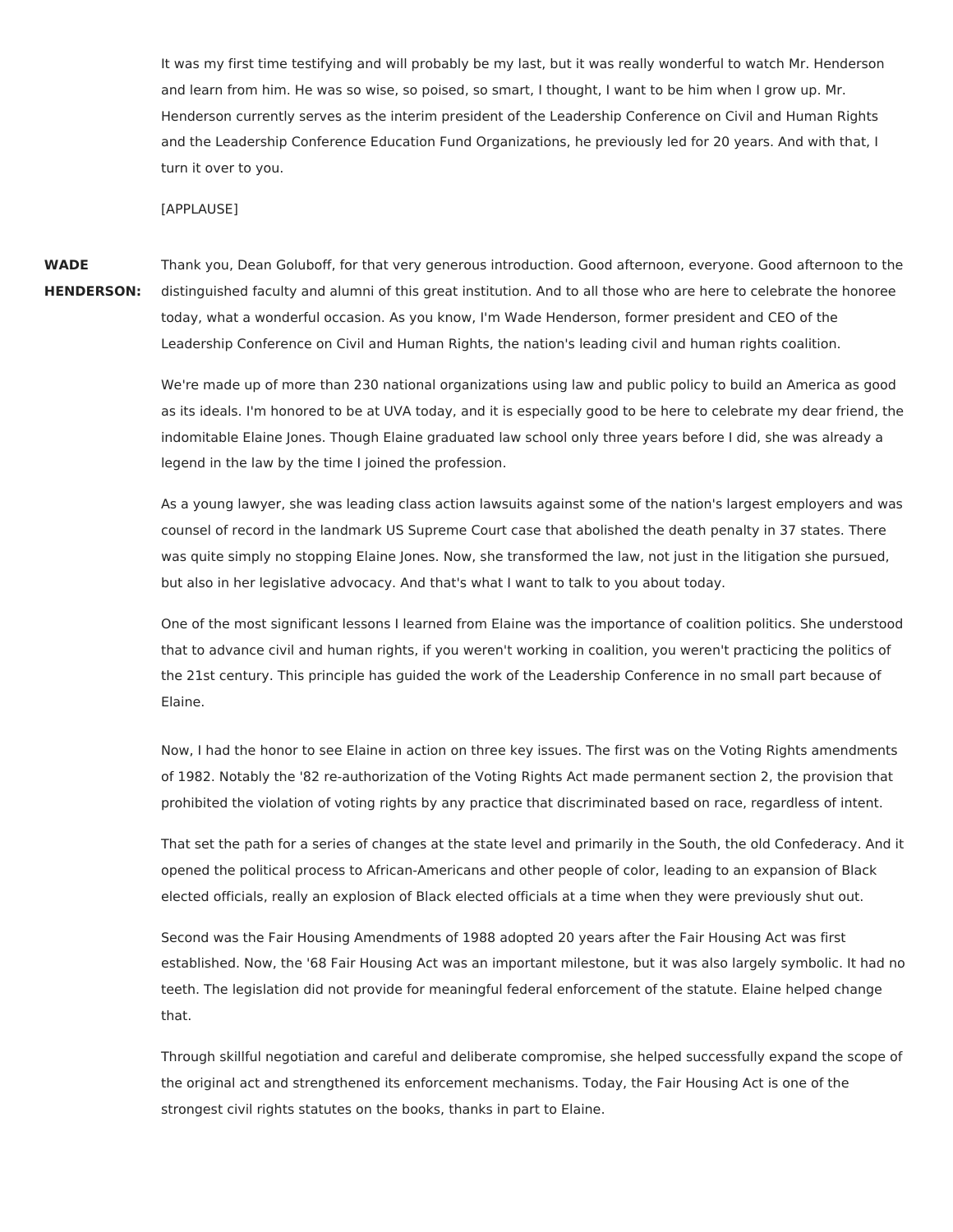It was my first time testifying and will probably be my last, but it was really wonderful to watch Mr. Henderson and learn from him. He was so wise, so poised, so smart, I thought, I want to be him when I grow up. Mr. Henderson currently serves as the interim president of the Leadership Conference on Civil and Human Rights and the Leadership Conference Education Fund Organizations, he previously led for 20 years. And with that, I turn it over to you.

[APPLAUSE]

**WADE HENDERSON:** Thank you, Dean Goluboff, for that very generous introduction. Good afternoon, everyone. Good afternoon to the distinguished faculty and alumni of this great institution. And to all those who are here to celebrate the honoree today, what a wonderful occasion. As you know, I'm Wade Henderson, former president and CEO of the Leadership Conference on Civil and Human Rights, the nation's leading civil and human rights coalition.

We're made up of more than 230 national organizations using law and public policy to build an America as good as its ideals. I'm honored to be at UVA today, and it is especially good to be here to celebrate my dear friend, the indomitable Elaine Jones. Though Elaine graduated law school only three years before I did, she was already a legend in the law by the time I joined the profession.

As a young lawyer, she was leading class action lawsuits against some of the nation's largest employers and was counsel of record in the landmark US Supreme Court case that abolished the death penalty in 37 states. There was quite simply no stopping Elaine Jones. Now, she transformed the law, not just in the litigation she pursued, but also in her legislative advocacy. And that's what I want to talk to you about today.

One of the most significant lessons I learned from Elaine was the importance of coalition politics. She understood that to advance civil and human rights, if you weren't working in coalition, you weren't practicing the politics of the 21st century. This principle has guided the work of the Leadership Conference in no small part because of Elaine.

Now, I had the honor to see Elaine in action on three key issues. The first was on the Voting Rights amendments of 1982. Notably the '82 re-authorization of the Voting Rights Act made permanent section 2, the provision that prohibited the violation of voting rights by any practice that discriminated based on race, regardless of intent.

That set the path for a series of changes at the state level and primarily in the South, the old Confederacy. And it opened the political process to African-Americans and other people of color, leading to an expansion of Black elected officials, really an explosion of Black elected officials at a time when they were previously shut out.

Second was the Fair Housing Amendments of 1988 adopted 20 years after the Fair Housing Act was first established. Now, the '68 Fair Housing Act was an important milestone, but it was also largely symbolic. It had no teeth. The legislation did not provide for meaningful federal enforcement of the statute. Elaine helped change that.

Through skillful negotiation and careful and deliberate compromise, she helped successfully expand the scope of the original act and strengthened its enforcement mechanisms. Today, the Fair Housing Act is one of the strongest civil rights statutes on the books, thanks in part to Elaine.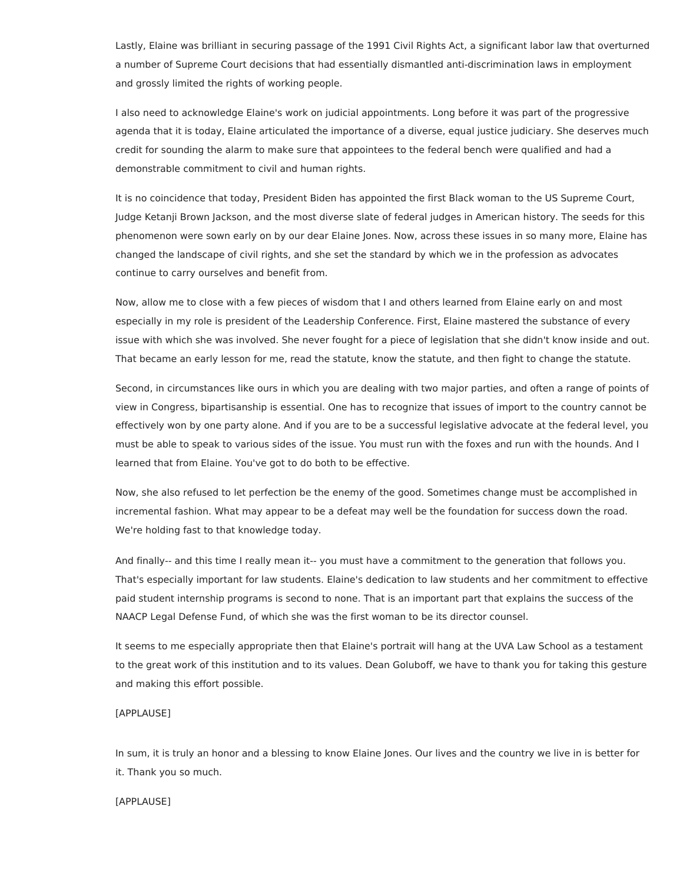Lastly, Elaine was brilliant in securing passage of the 1991 Civil Rights Act, a significant labor law that overturned a number of Supreme Court decisions that had essentially dismantled anti-discrimination laws in employment and grossly limited the rights of working people.

I also need to acknowledge Elaine's work on judicial appointments. Long before it was part of the progressive agenda that it is today, Elaine articulated the importance of a diverse, equal justice judiciary. She deserves much credit for sounding the alarm to make sure that appointees to the federal bench were qualified and had a demonstrable commitment to civil and human rights.

It is no coincidence that today, President Biden has appointed the first Black woman to the US Supreme Court, Judge Ketanji Brown Jackson, and the most diverse slate of federal judges in American history. The seeds for this phenomenon were sown early on by our dear Elaine Jones. Now, across these issues in so many more, Elaine has changed the landscape of civil rights, and she set the standard by which we in the profession as advocates continue to carry ourselves and benefit from.

Now, allow me to close with a few pieces of wisdom that I and others learned from Elaine early on and most especially in my role is president of the Leadership Conference. First, Elaine mastered the substance of every issue with which she was involved. She never fought for a piece of legislation that she didn't know inside and out. That became an early lesson for me, read the statute, know the statute, and then fight to change the statute.

Second, in circumstances like ours in which you are dealing with two major parties, and often a range of points of view in Congress, bipartisanship is essential. One has to recognize that issues of import to the country cannot be effectively won by one party alone. And if you are to be a successful legislative advocate at the federal level, you must be able to speak to various sides of the issue. You must run with the foxes and run with the hounds. And I learned that from Elaine. You've got to do both to be effective.

Now, she also refused to let perfection be the enemy of the good. Sometimes change must be accomplished in incremental fashion. What may appear to be a defeat may well be the foundation for success down the road. We're holding fast to that knowledge today.

And finally-- and this time I really mean it-- you must have a commitment to the generation that follows you. That's especially important for law students. Elaine's dedication to law students and her commitment to effective paid student internship programs is second to none. That is an important part that explains the success of the NAACP Legal Defense Fund, of which she was the first woman to be its director counsel.

It seems to me especially appropriate then that Elaine's portrait will hang at the UVA Law School as a testament to the great work of this institution and to its values. Dean Goluboff, we have to thank you for taking this gesture and making this effort possible.

[APPLAUSE]

In sum, it is truly an honor and a blessing to know Elaine Jones. Our lives and the country we live in is better for it. Thank you so much.

[APPLAUSE]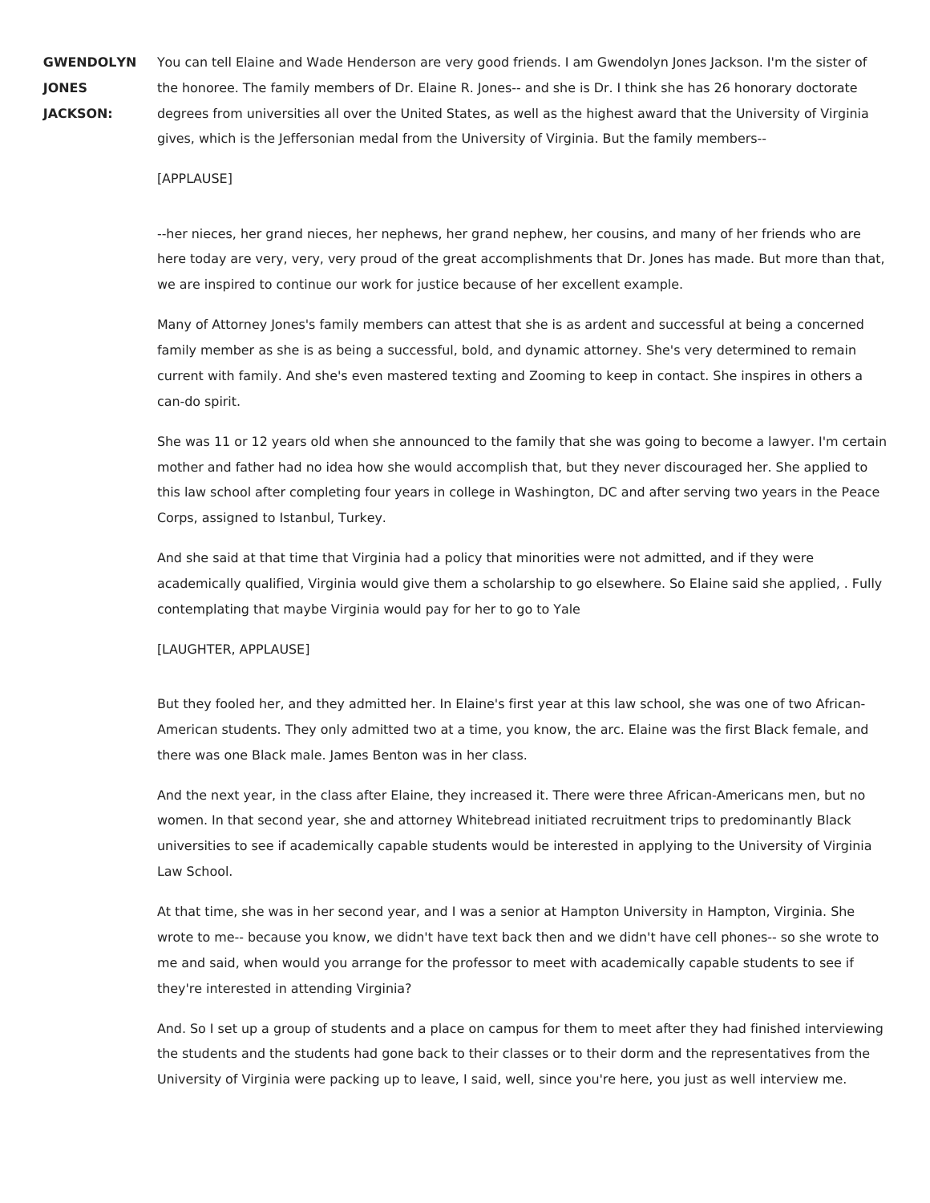**GWENDOLYN JONES JACKSON:** You can tell Elaine and Wade Henderson are very good friends. I am Gwendolyn Jones Jackson. I'm the sister of the honoree. The family members of Dr. Elaine R. Jones-- and she is Dr. I think she has 26 honorary doctorate degrees from universities all over the United States, as well as the highest award that the University of Virginia gives, which is the Jeffersonian medal from the University of Virginia. But the family members--

[APPLAUSE]

--her nieces, her grand nieces, her nephews, her grand nephew, her cousins, and many of her friends who are here today are very, very, very proud of the great accomplishments that Dr. Jones has made. But more than that, we are inspired to continue our work for justice because of her excellent example.

Many of Attorney Jones's family members can attest that she is as ardent and successful at being a concerned family member as she is as being a successful, bold, and dynamic attorney. She's very determined to remain current with family. And she's even mastered texting and Zooming to keep in contact. She inspires in others a can-do spirit.

She was 11 or 12 years old when she announced to the family that she was going to become a lawyer. I'm certain mother and father had no idea how she would accomplish that, but they never discouraged her. She applied to this law school after completing four years in college in Washington, DC and after serving two years in the Peace Corps, assigned to Istanbul, Turkey.

And she said at that time that Virginia had a policy that minorities were not admitted, and if they were academically qualified, Virginia would give them a scholarship to go elsewhere. So Elaine said she applied, . Fully contemplating that maybe Virginia would pay for her to go to Yale

[LAUGHTER, APPLAUSE]

But they fooled her, and they admitted her. In Elaine's first year at this law school, she was one of two African-American students. They only admitted two at a time, you know, the arc. Elaine was the first Black female, and there was one Black male. James Benton was in her class.

And the next year, in the class after Elaine, they increased it. There were three African-Americans men, but no women. In that second year, she and attorney Whitebread initiated recruitment trips to predominantly Black universities to see if academically capable students would be interested in applying to the University of Virginia Law School.

At that time, she was in her second year, and I was a senior at Hampton University in Hampton, Virginia. She wrote to me-- because you know, we didn't have text back then and we didn't have cell phones-- so she wrote to me and said, when would you arrange for the professor to meet with academically capable students to see if they're interested in attending Virginia?

And. So I set up a group of students and a place on campus for them to meet after they had finished interviewing the students and the students had gone back to their classes or to their dorm and the representatives from the University of Virginia were packing up to leave, I said, well, since you're here, you just as well interview me.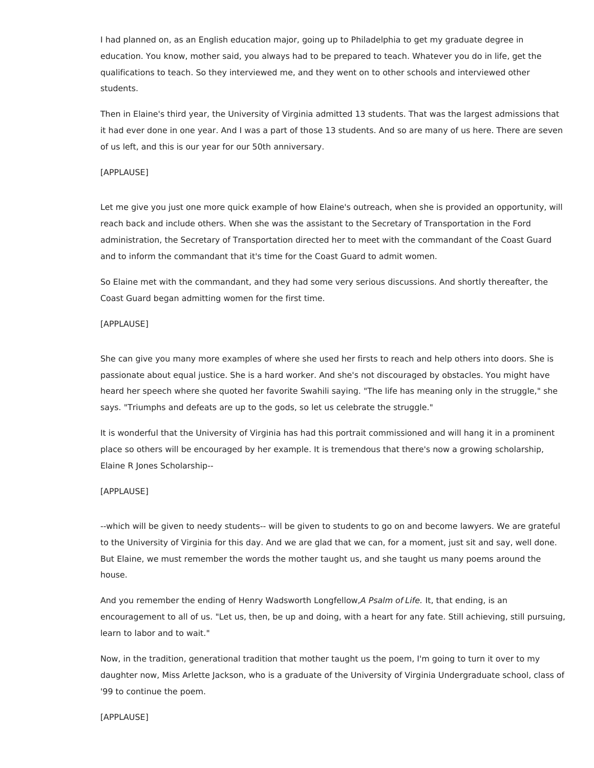I had planned on, as an English education major, going up to Philadelphia to get my graduate degree in education. You know, mother said, you always had to be prepared to teach. Whatever you do in life, get the qualifications to teach. So they interviewed me, and they went on to other schools and interviewed other students.

Then in Elaine's third year, the University of Virginia admitted 13 students. That was the largest admissions that it had ever done in one year. And I was a part of those 13 students. And so are many of us here. There are seven of us left, and this is our year for our 50th anniversary.

[APPLAUSE]

Let me give you just one more quick example of how Elaine's outreach, when she is provided an opportunity, will reach back and include others. When she was the assistant to the Secretary of Transportation in the Ford administration, the Secretary of Transportation directed her to meet with the commandant of the Coast Guard and to inform the commandant that it's time for the Coast Guard to admit women.

So Elaine met with the commandant, and they had some very serious discussions. And shortly thereafter, the Coast Guard began admitting women for the first time.

[APPLAUSE]

She can give you many more examples of where she used her firsts to reach and help others into doors. She is passionate about equal justice. She is a hard worker. And she's not discouraged by obstacles. You might have heard her speech where she quoted her favorite Swahili saying. "The life has meaning only in the struggle," she says. "Triumphs and defeats are up to the gods, so let us celebrate the struggle."

It is wonderful that the University of Virginia has had this portrait commissioned and will hang it in a prominent place so others will be encouraged by her example. It is tremendous that there's now a growing scholarship, Elaine R Jones Scholarship--

[APPLAUSE]

--which will be given to needy students-- will be given to students to go on and become lawyers. We are grateful to the University of Virginia for this day. And we are glad that we can, for a moment, just sit and say, well done. But Elaine, we must remember the words the mother taught us, and she taught us many poems around the house.

And you remember the ending of Henry Wadsworth Longfellow,*A Psalm of Life.* It, that ending, is an encouragement to all of us. "Let us, then, be up and doing, with a heart for any fate. Still achieving, still pursuing, learn to labor and to wait."

Now, in the tradition, generational tradition that mother taught us the poem, I'm going to turn it over to my daughter now, Miss Arlette Jackson, who is a graduate of the University of Virginia Undergraduate school, class of '99 to continue the poem.

[APPLAUSE]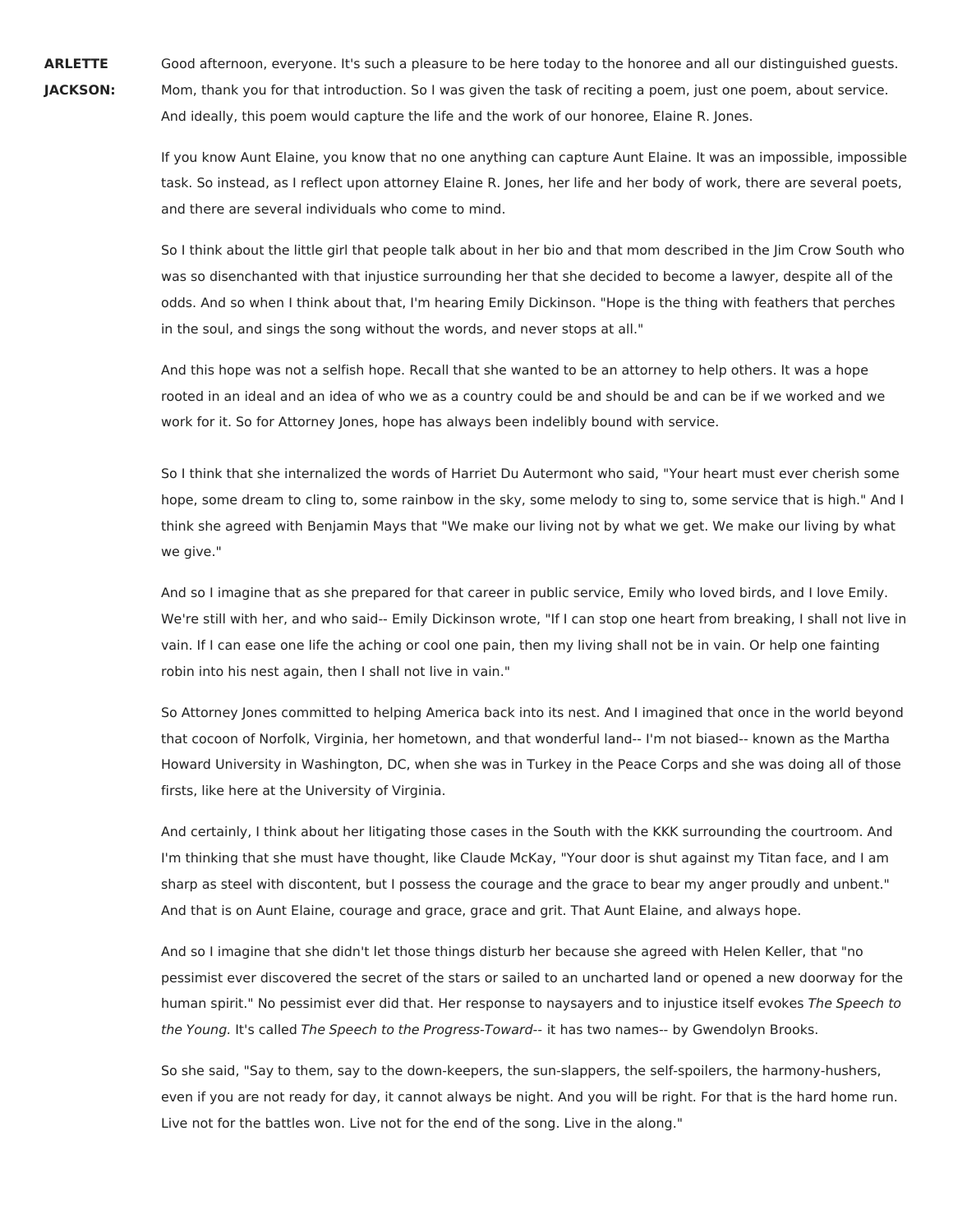**ARLETTE JACKSON:** Good afternoon, everyone. It's such a pleasure to be here today to the honoree and all our distinguished guests. Mom, thank you for that introduction. So I was given the task of reciting a poem, just one poem, about service. And ideally, this poem would capture the life and the work of our honoree, Elaine R. Jones.

If you know Aunt Elaine, you know that no one anything can capture Aunt Elaine. It was an impossible, impossible task. So instead, as I reflect upon attorney Elaine R. Jones, her life and her body of work, there are several poets, and there are several individuals who come to mind.

So I think about the little girl that people talk about in her bio and that mom described in the Jim Crow South who was so disenchanted with that injustice surrounding her that she decided to become a lawyer, despite all of the odds. And so when I think about that, I'm hearing Emily Dickinson. "Hope is the thing with feathers that perches in the soul, and sings the song without the words, and never stops at all."

And this hope was not a selfish hope. Recall that she wanted to be an attorney to help others. It was a hope rooted in an ideal and an idea of who we as a country could be and should be and can be if we worked and we work for it. So for Attorney Jones, hope has always been indelibly bound with service.

So I think that she internalized the words of Harriet Du Autermont who said, "Your heart must ever cherish some hope, some dream to cling to, some rainbow in the sky, some melody to sing to, some service that is high." And I think she agreed with Benjamin Mays that "We make our living not by what we get. We make our living by what we give."

And so I imagine that as she prepared for that career in public service, Emily who loved birds, and I love Emily. We're still with her, and who said-- Emily Dickinson wrote, "If I can stop one heart from breaking, I shall not live in vain. If I can ease one life the aching or cool one pain, then my living shall not be in vain. Or help one fainting robin into his nest again, then I shall not live in vain."

So Attorney Jones committed to helping America back into its nest. And I imagined that once in the world beyond that cocoon of Norfolk, Virginia, her hometown, and that wonderful land-- I'm not biased-- known as the Martha Howard University in Washington, DC, when she was in Turkey in the Peace Corps and she was doing all of those firsts, like here at the University of Virginia.

And certainly, I think about her litigating those cases in the South with the KKK surrounding the courtroom. And I'm thinking that she must have thought, like Claude McKay, "Your door is shut against my Titan face, and I am sharp as steel with discontent, but I possess the courage and the grace to bear my anger proudly and unbent." And that is on Aunt Elaine, courage and grace, grace and grit. That Aunt Elaine, and always hope.

And so I imagine that she didn't let those things disturb her because she agreed with Helen Keller, that "no pessimist ever discovered the secret of the stars or sailed to an uncharted land or opened a new doorway for the human spirit." No pessimist ever did that. Her response to naysayers and to injustice itself evokes *The Speech to the Young.* It's called *The Speech to the Progress-Toward*-- it has two names-- by Gwendolyn Brooks.

So she said, "Say to them, say to the down-keepers, the sun-slappers, the self-spoilers, the harmony-hushers, even if you are not ready for day, it cannot always be night. And you will be right. For that is the hard home run. Live not for the battles won. Live not for the end of the song. Live in the along."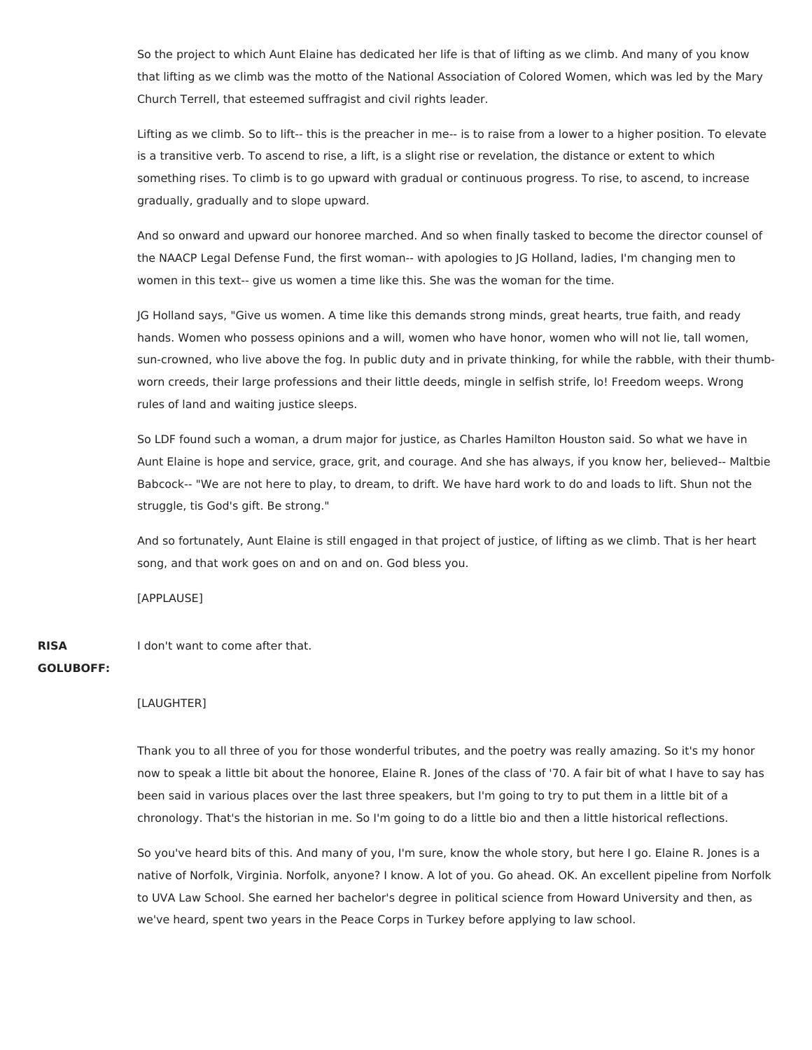So the project to which Aunt Elaine has dedicated her life is that of lifting as we climb. And many of you know that lifting as we climb was the motto of the National Association of Colored Women, which was led by the Mary Church Terrell, that esteemed suffragist and civil rights leader.

Lifting as we climb. So to lift-- this is the preacher in me-- is to raise from a lower to a higher position. To elevate is a transitive verb. To ascend to rise, a lift, is a slight rise or revelation, the distance or extent to which something rises. To climb is to go upward with gradual or continuous progress. To rise, to ascend, to increase gradually, gradually and to slope upward.

And so onward and upward our honoree marched. And so when finally tasked to become the director counsel of the NAACP Legal Defense Fund, the first woman-- with apologies to JG Holland, ladies, I'm changing men to women in this text-- give us women a time like this. She was the woman for the time.

JG Holland says, "Give us women. A time like this demands strong minds, great hearts, true faith, and ready hands. Women who possess opinions and a will, women who have honor, women who will not lie, tall women, sun-crowned, who live above the fog. In public duty and in private thinking, for while the rabble, with their thumb-worn creeds, their large professions and their little deeds, mingle in selfish strife, lo! Freedom weeps. Wrong rules of land and waiting justice sleeps.

So LDF found such a woman, a drum major for justice, as Charles Hamilton Houston said. So what we have in Aunt Elaine is hope and service, grace, grit, and courage. And she has always, if you know her, believed-- Maltbie Babcock-- "We are not here to play, to dream, to drift. We have hard work to do and loads to lift. Shun not the struggle, tis God's gift. Be strong."

And so fortunately, Aunt Elaine is still engaged in that project of justice, of lifting as we climb. That is her heart song, and that work goes on and on and on. God bless you.

[APPLAUSE]

**RISA GOLUBOFF:** I don't want to come after that.

[LAUGHTER]

Thank you to all three of you for those wonderful tributes, and the poetry was really amazing. So it's my honor now to speak a little bit about the honoree, Elaine R. Jones of the class of '70. A fair bit of what I have to say has been said in various places over the last three speakers, but I'm going to try to put them in a little bit of a chronology. That's the historian in me. So I'm going to do a little bio and then a little historical reflections.

So you've heard bits of this. And many of you, I'm sure, know the whole story, but here I go. Elaine R. Jones is a native of Norfolk, Virginia. Norfolk, anyone? I know. A lot of you. Go ahead. OK. An excellent pipeline from Norfolk to UVA Law School. She earned her bachelor's degree in political science from Howard University and then, as we've heard, spent two years in the Peace Corps in Turkey before applying to law school.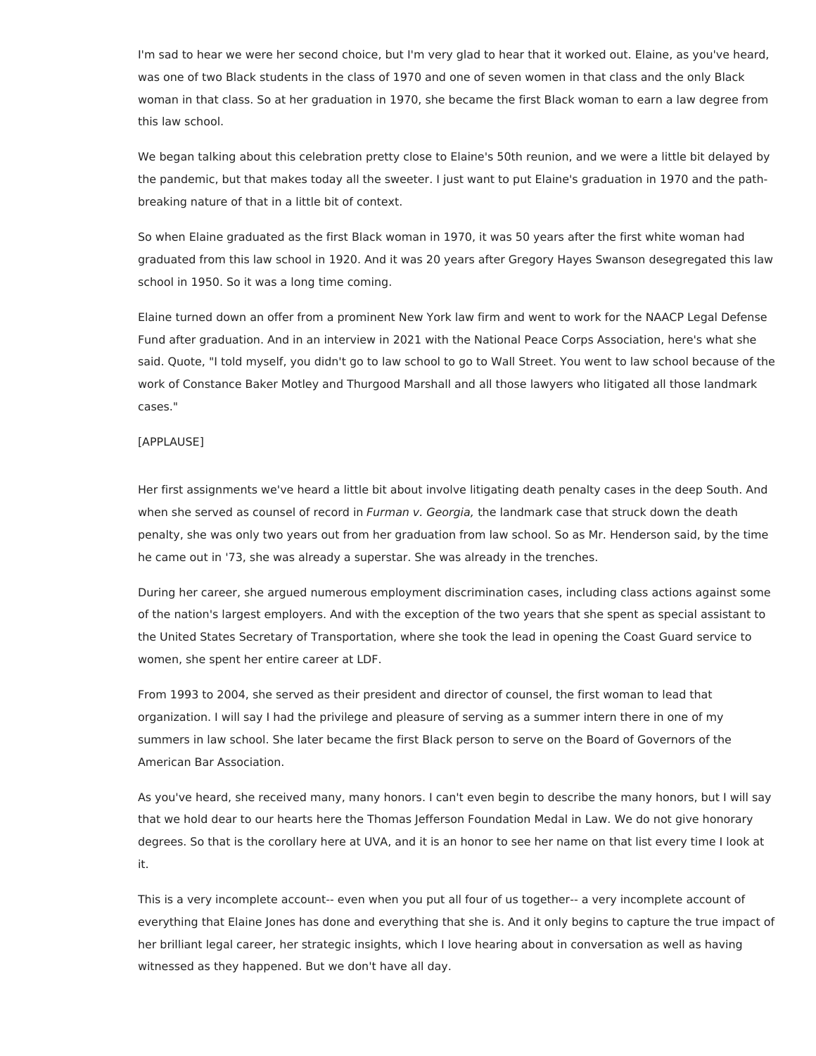I'm sad to hear we were her second choice, but I'm very glad to hear that it worked out. Elaine, as you've heard, was one of two Black students in the class of 1970 and one of seven women in that class and the only Black woman in that class. So at her graduation in 1970, she became the first Black woman to earn a law degree from this law school.

We began talking about this celebration pretty close to Elaine's 50th reunion, and we were a little bit delayed by the pandemic, but that makes today all the sweeter. I just want to put Elaine's graduation in 1970 and the path-breaking nature of that in a little bit of context.

So when Elaine graduated as the first Black woman in 1970, it was 50 years after the first white woman had graduated from this law school in 1920. And it was 20 years after Gregory Hayes Swanson desegregated this law school in 1950. So it was a long time coming.

Elaine turned down an offer from a prominent New York law firm and went to work for the NAACP Legal Defense Fund after graduation. And in an interview in 2021 with the National Peace Corps Association, here's what she said. Quote, "I told myself, you didn't go to law school to go to Wall Street. You went to law school because of the work of Constance Baker Motley and Thurgood Marshall and all those lawyers who litigated all those landmark cases."

[APPLAUSE]

Her first assignments we've heard a little bit about involve litigating death penalty cases in the deep South. And when she served as counsel of record in *Furman v. Georgia,* the landmark case that struck down the death penalty, she was only two years out from her graduation from law school. So as Mr. Henderson said, by the time he came out in '73, she was already a superstar. She was already in the trenches.

During her career, she argued numerous employment discrimination cases, including class actions against some of the nation's largest employers. And with the exception of the two years that she spent as special assistant to the United States Secretary of Transportation, where she took the lead in opening the Coast Guard service to women, she spent her entire career at LDF.

From 1993 to 2004, she served as their president and director of counsel, the first woman to lead that organization. I will say I had the privilege and pleasure of serving as a summer intern there in one of my summers in law school. She later became the first Black person to serve on the Board of Governors of the American Bar Association.

As you've heard, she received many, many honors. I can't even begin to describe the many honors, but I will say that we hold dear to our hearts here the Thomas Jefferson Foundation Medal in Law. We do not give honorary degrees. So that is the corollary here at UVA, and it is an honor to see her name on that list every time I look at it.

This is a very incomplete account-- even when you put all four of us together-- a very incomplete account of everything that Elaine Jones has done and everything that she is. And it only begins to capture the true impact of her brilliant legal career, her strategic insights, which I love hearing about in conversation as well as having witnessed as they happened. But we don't have all day.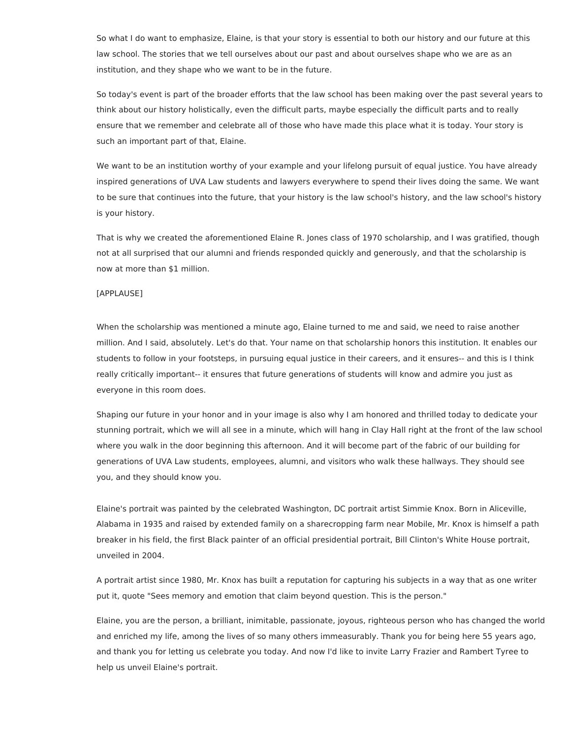So what I do want to emphasize, Elaine, is that your story is essential to both our history and our future at this law school. The stories that we tell ourselves about our past and about ourselves shape who we are as an institution, and they shape who we want to be in the future.

So today's event is part of the broader efforts that the law school has been making over the past several years to think about our history holistically, even the difficult parts, maybe especially the difficult parts and to really ensure that we remember and celebrate all of those who have made this place what it is today. Your story is such an important part of that, Elaine.

We want to be an institution worthy of your example and your lifelong pursuit of equal justice. You have already inspired generations of UVA Law students and lawyers everywhere to spend their lives doing the same. We want to be sure that continues into the future, that your history is the law school's history, and the law school's history is your history.

That is why we created the aforementioned Elaine R. Jones class of 1970 scholarship, and I was gratified, though not at all surprised that our alumni and friends responded quickly and generously, and that the scholarship is now at more than $1 million.

[APPLAUSE]

When the scholarship was mentioned a minute ago, Elaine turned to me and said, we need to raise another million. And I said, absolutely. Let's do that. Your name on that scholarship honors this institution. It enables our students to follow in your footsteps, in pursuing equal justice in their careers, and it ensures-- and this is I think really critically important-- it ensures that future generations of students will know and admire you just as everyone in this room does.

Shaping our future in your honor and in your image is also why I am honored and thrilled today to dedicate your stunning portrait, which we will all see in a minute, which will hang in Clay Hall right at the front of the law school where you walk in the door beginning this afternoon. And it will become part of the fabric of our building for generations of UVA Law students, employees, alumni, and visitors who walk these hallways. They should see you, and they should know you.

Elaine's portrait was painted by the celebrated Washington, DC portrait artist Simmie Knox. Born in Aliceville, Alabama in 1935 and raised by extended family on a sharecropping farm near Mobile, Mr. Knox is himself a path breaker in his field, the first Black painter of an official presidential portrait, Bill Clinton's White House portrait, unveiled in 2004.

A portrait artist since 1980, Mr. Knox has built a reputation for capturing his subjects in a way that as one writer put it, quote "Sees memory and emotion that claim beyond question. This is the person."

Elaine, you are the person, a brilliant, inimitable, passionate, joyous, righteous person who has changed the world and enriched my life, among the lives of so many others immeasurably. Thank you for being here 55 years ago, and thank you for letting us celebrate you today. And now I'd like to invite Larry Frazier and Rambert Tyree to help us unveil Elaine's portrait.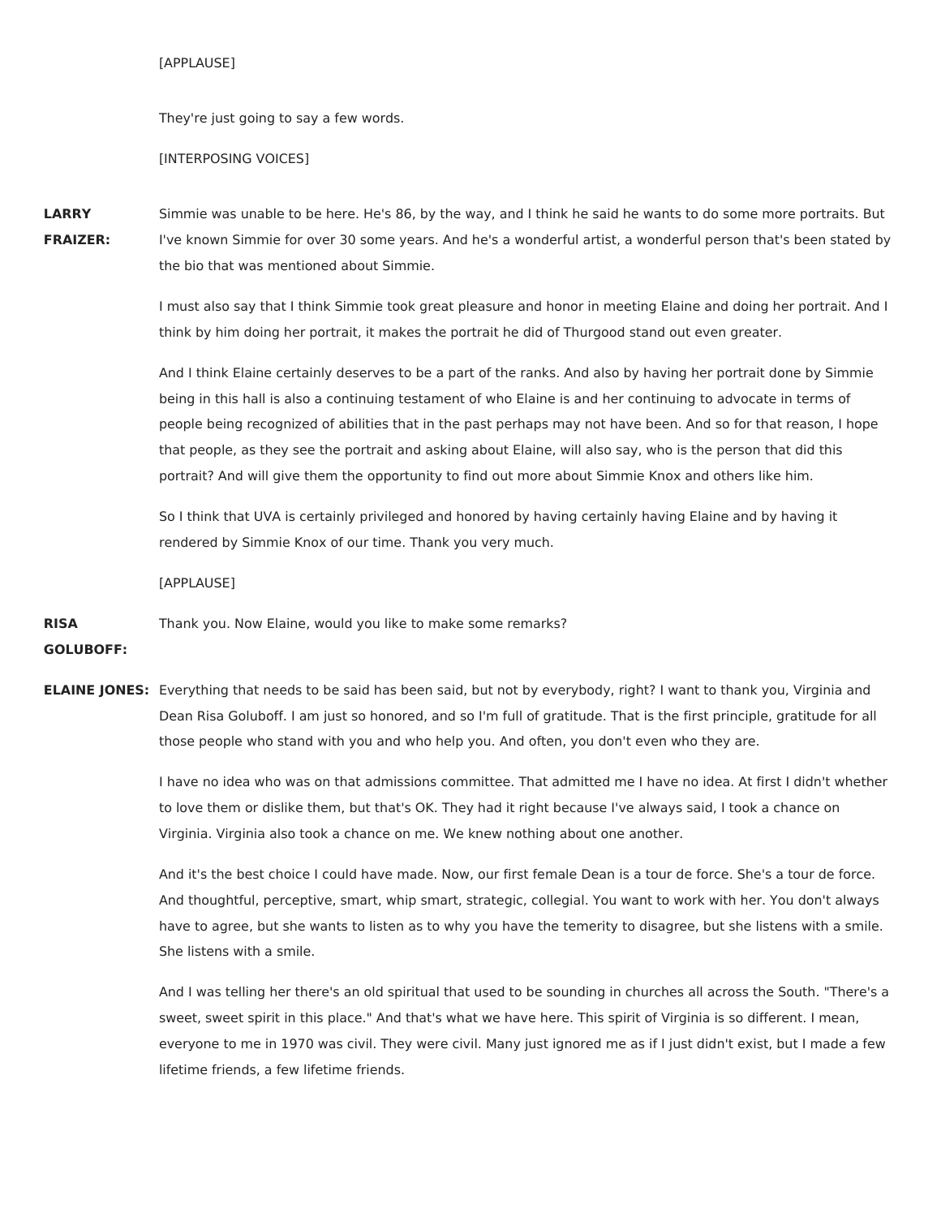[APPLAUSE]

They're just going to say a few words.

[INTERPOSING VOICES]

**LARRY FRAIZER:** Simmie was unable to be here. He's 86, by the way, and I think he said he wants to do some more portraits. But I've known Simmie for over 30 some years. And he's a wonderful artist, a wonderful person that's been stated by the bio that was mentioned about Simmie.

I must also say that I think Simmie took great pleasure and honor in meeting Elaine and doing her portrait. And I think by him doing her portrait, it makes the portrait he did of Thurgood stand out even greater.

And I think Elaine certainly deserves to be a part of the ranks. And also by having her portrait done by Simmie being in this hall is also a continuing testament of who Elaine is and her continuing to advocate in terms of people being recognized of abilities that in the past perhaps may not have been. And so for that reason, I hope that people, as they see the portrait and asking about Elaine, will also say, who is the person that did this portrait? And will give them the opportunity to find out more about Simmie Knox and others like him.

So I think that UVA is certainly privileged and honored by having certainly having Elaine and by having it rendered by Simmie Knox of our time. Thank you very much.

[APPLAUSE]

**RISA GOLUBOFF:** Thank you. Now Elaine, would you like to make some remarks?

**ELAINE JONES:** Everything that needs to be said has been said, but not by everybody, right? I want to thank you, Virginia and Dean Risa Goluboff. I am just so honored, and so I'm full of gratitude. That is the first principle, gratitude for all those people who stand with you and who help you. And often, you don't even who they are.

I have no idea who was on that admissions committee. That admitted me I have no idea. At first I didn't whether to love them or dislike them, but that's OK. They had it right because I've always said, I took a chance on Virginia. Virginia also took a chance on me. We knew nothing about one another.

And it's the best choice I could have made. Now, our first female Dean is a tour de force. She's a tour de force. And thoughtful, perceptive, smart, whip smart, strategic, collegial. You want to work with her. You don't always have to agree, but she wants to listen as to why you have the temerity to disagree, but she listens with a smile. She listens with a smile.

And I was telling her there's an old spiritual that used to be sounding in churches all across the South. "There's a sweet, sweet spirit in this place." And that's what we have here. This spirit of Virginia is so different. I mean, everyone to me in 1970 was civil. They were civil. Many just ignored me as if I just didn't exist, but I made a few lifetime friends, a few lifetime friends.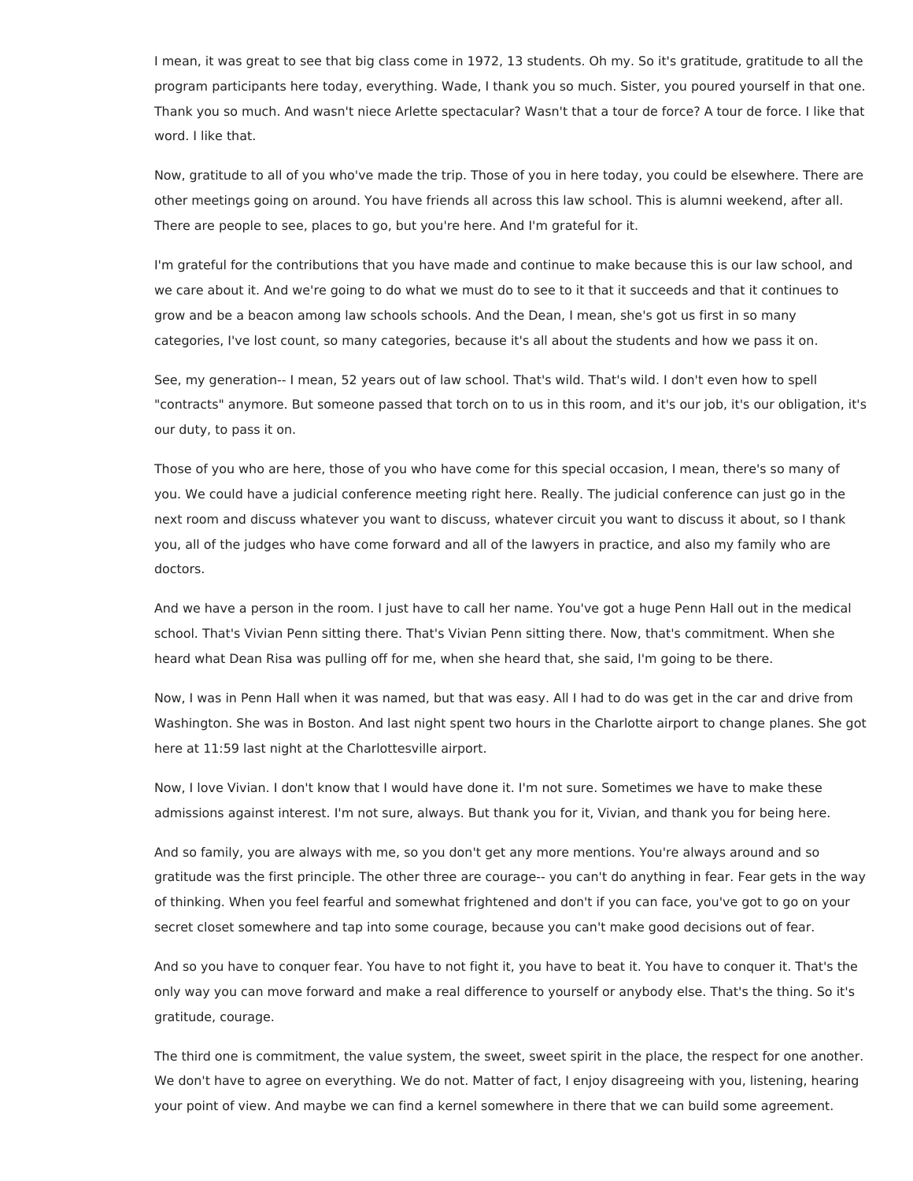I mean, it was great to see that big class come in 1972, 13 students. Oh my. So it's gratitude, gratitude to all the program participants here today, everything. Wade, I thank you so much. Sister, you poured yourself in that one. Thank you so much. And wasn't niece Arlette spectacular? Wasn't that a tour de force? A tour de force. I like that word. I like that.

Now, gratitude to all of you who've made the trip. Those of you in here today, you could be elsewhere. There are other meetings going on around. You have friends all across this law school. This is alumni weekend, after all. There are people to see, places to go, but you're here. And I'm grateful for it.

I'm grateful for the contributions that you have made and continue to make because this is our law school, and we care about it. And we're going to do what we must do to see to it that it succeeds and that it continues to grow and be a beacon among law schools schools. And the Dean, I mean, she's got us first in so many categories, I've lost count, so many categories, because it's all about the students and how we pass it on.

See, my generation-- I mean, 52 years out of law school. That's wild. That's wild. I don't even how to spell "contracts" anymore. But someone passed that torch on to us in this room, and it's our job, it's our obligation, it's our duty, to pass it on.

Those of you who are here, those of you who have come for this special occasion, I mean, there's so many of you. We could have a judicial conference meeting right here. Really. The judicial conference can just go in the next room and discuss whatever you want to discuss, whatever circuit you want to discuss it about, so I thank you, all of the judges who have come forward and all of the lawyers in practice, and also my family who are doctors.

And we have a person in the room. I just have to call her name. You've got a huge Penn Hall out in the medical school. That's Vivian Penn sitting there. That's Vivian Penn sitting there. Now, that's commitment. When she heard what Dean Risa was pulling off for me, when she heard that, she said, I'm going to be there.

Now, I was in Penn Hall when it was named, but that was easy. All I had to do was get in the car and drive from Washington. She was in Boston. And last night spent two hours in the Charlotte airport to change planes. She got here at 11:59 last night at the Charlottesville airport.

Now, I love Vivian. I don't know that I would have done it. I'm not sure. Sometimes we have to make these admissions against interest. I'm not sure, always. But thank you for it, Vivian, and thank you for being here.

And so family, you are always with me, so you don't get any more mentions. You're always around and so gratitude was the first principle. The other three are courage-- you can't do anything in fear. Fear gets in the way of thinking. When you feel fearful and somewhat frightened and don't if you can face, you've got to go on your secret closet somewhere and tap into some courage, because you can't make good decisions out of fear.

And so you have to conquer fear. You have to not fight it, you have to beat it. You have to conquer it. That's the only way you can move forward and make a real difference to yourself or anybody else. That's the thing. So it's gratitude, courage.

The third one is commitment, the value system, the sweet, sweet spirit in the place, the respect for one another. We don't have to agree on everything. We do not. Matter of fact, I enjoy disagreeing with you, listening, hearing your point of view. And maybe we can find a kernel somewhere in there that we can build some agreement.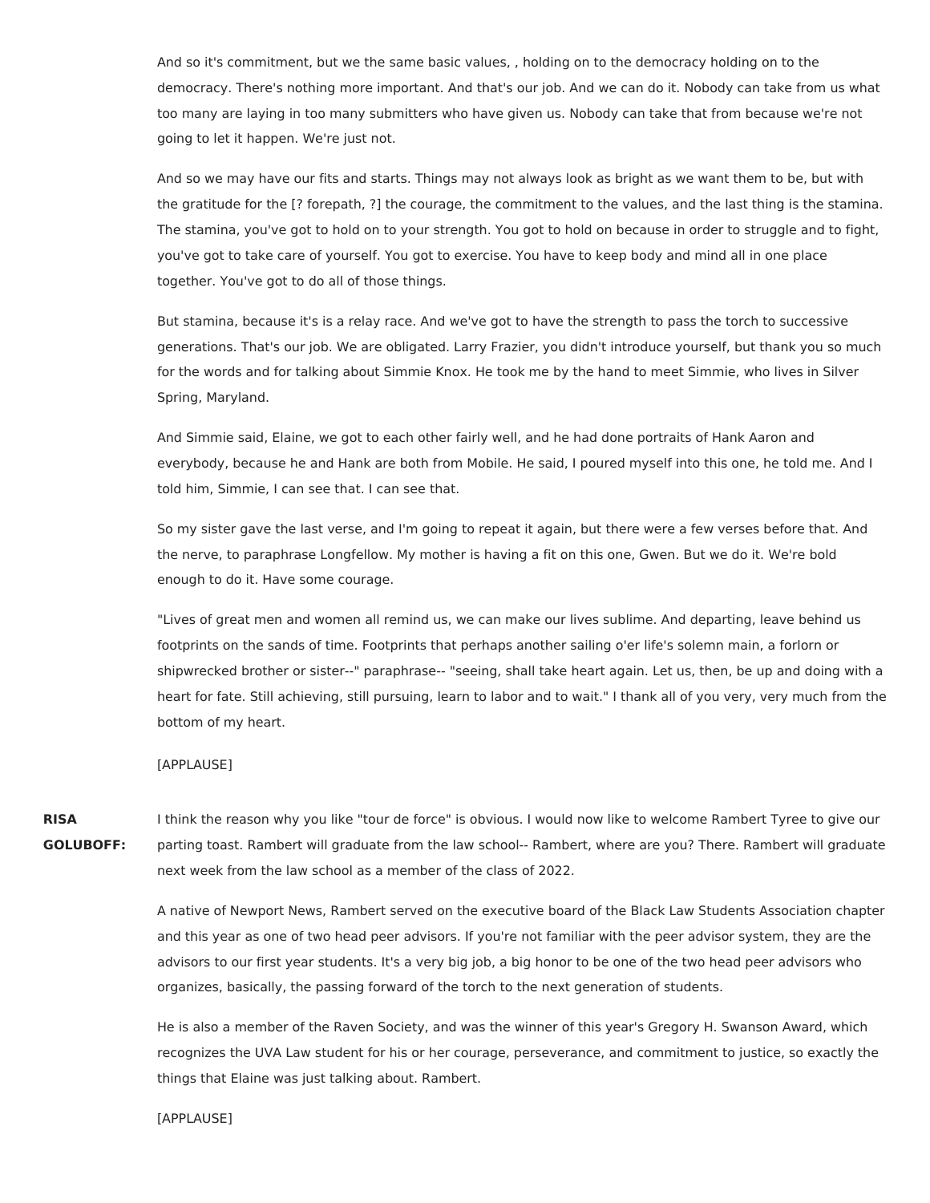And so it's commitment, but we the same basic values, , holding on to the democracy holding on to the democracy. There's nothing more important. And that's our job. And we can do it. Nobody can take from us what too many are laying in too many submitters who have given us. Nobody can take that from because we're not going to let it happen. We're just not.

And so we may have our fits and starts. Things may not always look as bright as we want them to be, but with the gratitude for the [? forepath, ?] the courage, the commitment to the values, and the last thing is the stamina. The stamina, you've got to hold on to your strength. You got to hold on because in order to struggle and to fight, you've got to take care of yourself. You got to exercise. You have to keep body and mind all in one place together. You've got to do all of those things.

But stamina, because it's is a relay race. And we've got to have the strength to pass the torch to successive generations. That's our job. We are obligated. Larry Frazier, you didn't introduce yourself, but thank you so much for the words and for talking about Simmie Knox. He took me by the hand to meet Simmie, who lives in Silver Spring, Maryland.

And Simmie said, Elaine, we got to each other fairly well, and he had done portraits of Hank Aaron and everybody, because he and Hank are both from Mobile. He said, I poured myself into this one, he told me. And I told him, Simmie, I can see that. I can see that.

So my sister gave the last verse, and I'm going to repeat it again, but there were a few verses before that. And the nerve, to paraphrase Longfellow. My mother is having a fit on this one, Gwen. But we do it. We're bold enough to do it. Have some courage.

"Lives of great men and women all remind us, we can make our lives sublime. And departing, leave behind us footprints on the sands of time. Footprints that perhaps another sailing o'er life's solemn main, a forlorn or shipwrecked brother or sister--" paraphrase-- "seeing, shall take heart again. Let us, then, be up and doing with a heart for fate. Still achieving, still pursuing, learn to labor and to wait." I thank all of you very, very much from the bottom of my heart.

[APPLAUSE]

**RISA GOLUBOFF:** I think the reason why you like "tour de force" is obvious. I would now like to welcome Rambert Tyree to give our parting toast. Rambert will graduate from the law school-- Rambert, where are you? There. Rambert will graduate next week from the law school as a member of the class of 2022.

A native of Newport News, Rambert served on the executive board of the Black Law Students Association chapter and this year as one of two head peer advisors. If you're not familiar with the peer advisor system, they are the advisors to our first year students. It's a very big job, a big honor to be one of the two head peer advisors who organizes, basically, the passing forward of the torch to the next generation of students.

He is also a member of the Raven Society, and was the winner of this year's Gregory H. Swanson Award, which recognizes the UVA Law student for his or her courage, perseverance, and commitment to justice, so exactly the things that Elaine was just talking about. Rambert.

[APPLAUSE]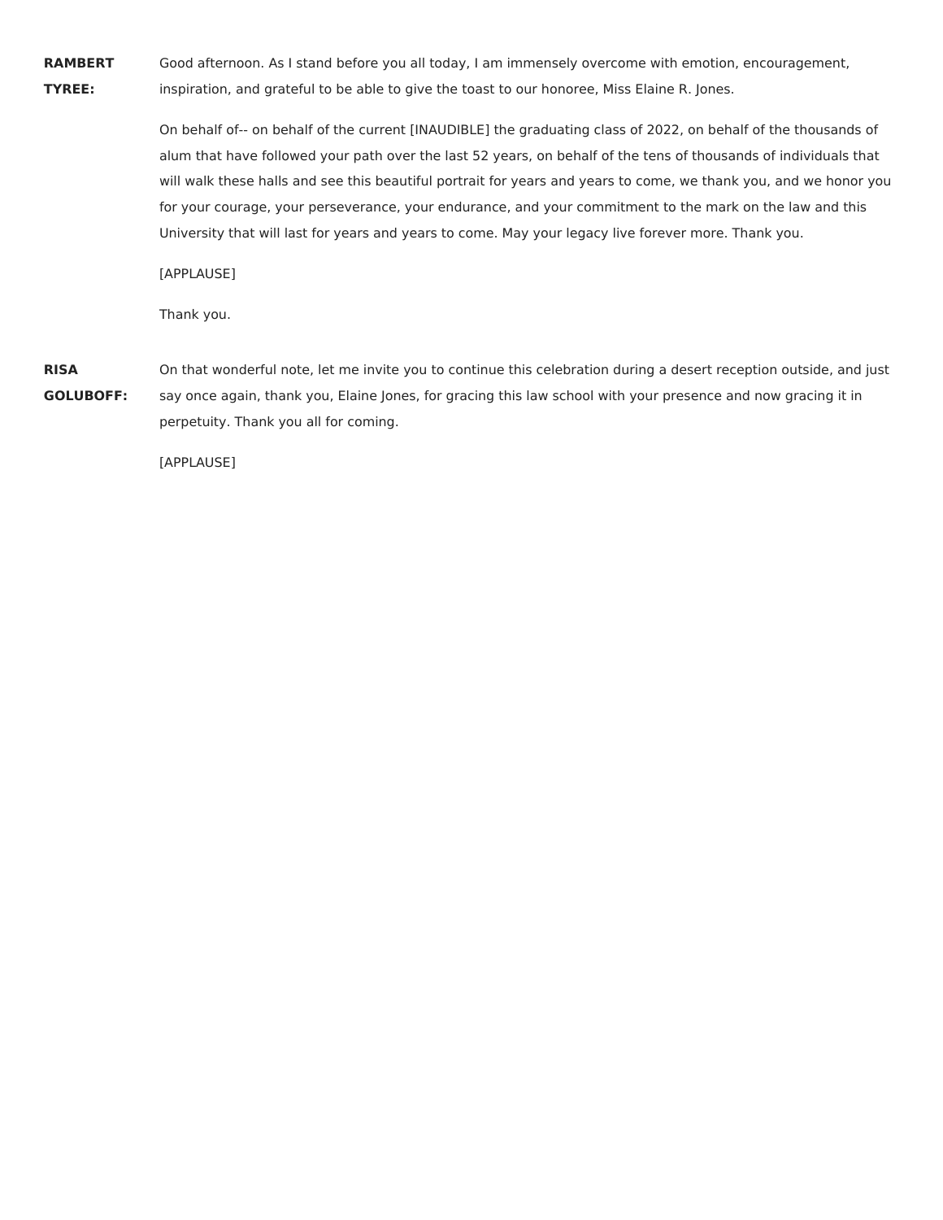**RAMBERT TYREE:** Good afternoon. As I stand before you all today, I am immensely overcome with emotion, encouragement, inspiration, and grateful to be able to give the toast to our honoree, Miss Elaine R. Jones.

On behalf of-- on behalf of the current [INAUDIBLE] the graduating class of 2022, on behalf of the thousands of alum that have followed your path over the last 52 years, on behalf of the tens of thousands of individuals that will walk these halls and see this beautiful portrait for years and years to come, we thank you, and we honor you for your courage, your perseverance, your endurance, and your commitment to the mark on the law and this University that will last for years and years to come. May your legacy live forever more. Thank you.

[APPLAUSE]

Thank you.

**RISA GOLUBOFF:** On that wonderful note, let me invite you to continue this celebration during a desert reception outside, and just say once again, thank you, Elaine Jones, for gracing this law school with your presence and now gracing it in perpetuity. Thank you all for coming.

[APPLAUSE]